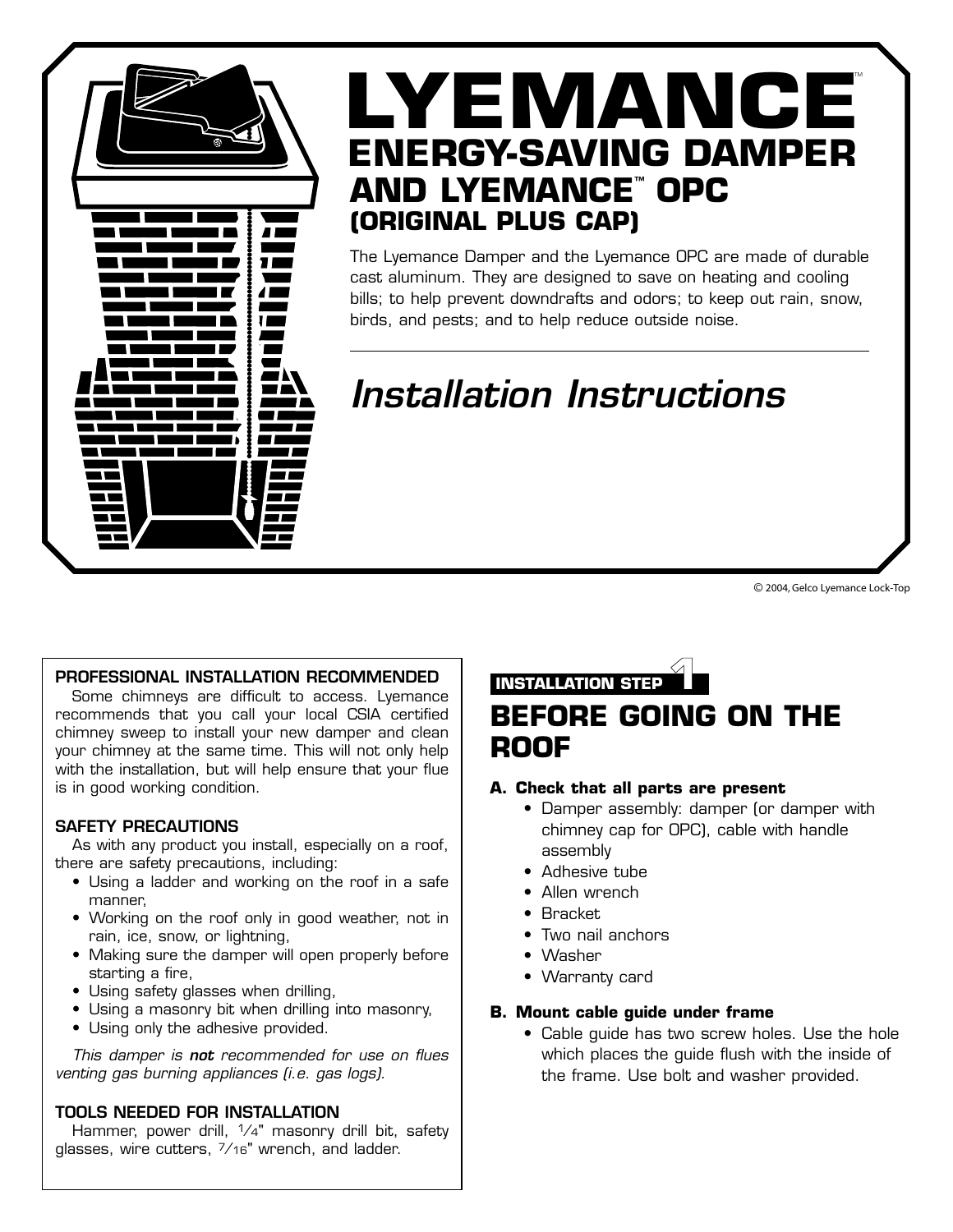# LYEMANCE™

## ENERGY-SAVING DAMPER AND LYEMANCE™ OPC (ORIGINAL PLUS CAP)

The Lyemance Damper and the Lyemance OPC are made of durable cast aluminum. They are designed to save on heating and cooling bills; to help prevent downdrafts and odors; to keep out rain, snow, birds, and pests; and to help reduce outside noise.

---

## *Installation Instructions*

© 2004, Gelco Lyemance Lock-Top

### PROFESSIONAL INSTALLATION RECOMMENDED

Some chimneys are difficult to access. Lyemance recommends that you call your local CSIA certified chimney sweep to install your new damper and clean your chimney at the same time. This will not only help with the installation, but will help ensure that your flue is in good working condition.

### SAFETY PRECAUTIONS

As with any product you install, especially on a roof, there are safety precautions, including:

- Using a ladder and working on the roof in a safe manner,
- Working on the roof only in good weather, not in rain, ice, snow, or lightning,
- Making sure the damper will open properly before starting a fire,
- Using safety glasses when drilling,
- Using a masonry bit when drilling into masonry,
- Using only the adhesive provided.

*This damper is **not** recommended for use on flues venting gas burning appliances (i.e. gas logs).*

### TOOLS NEEDED FOR INSTALLATION

Hammer, power drill, 1/4" masonry drill bit, safety glasses, wire cutters, 7/16" wrench, and ladder.

**INSTALLATION STEP 1**

## BEFORE GOING ON THE ROOF

**A. Check that all parts are present**

- Damper assembly: damper (or damper with chimney cap for OPC), cable with handle assembly
- Adhesive tube
- Allen wrench
- Bracket
- Two nail anchors
- Washer
- Warranty card

**B. Mount cable guide under frame**

- Cable guide has two screw holes. Use the hole which places the guide flush with the inside of the frame. Use bolt and washer provided.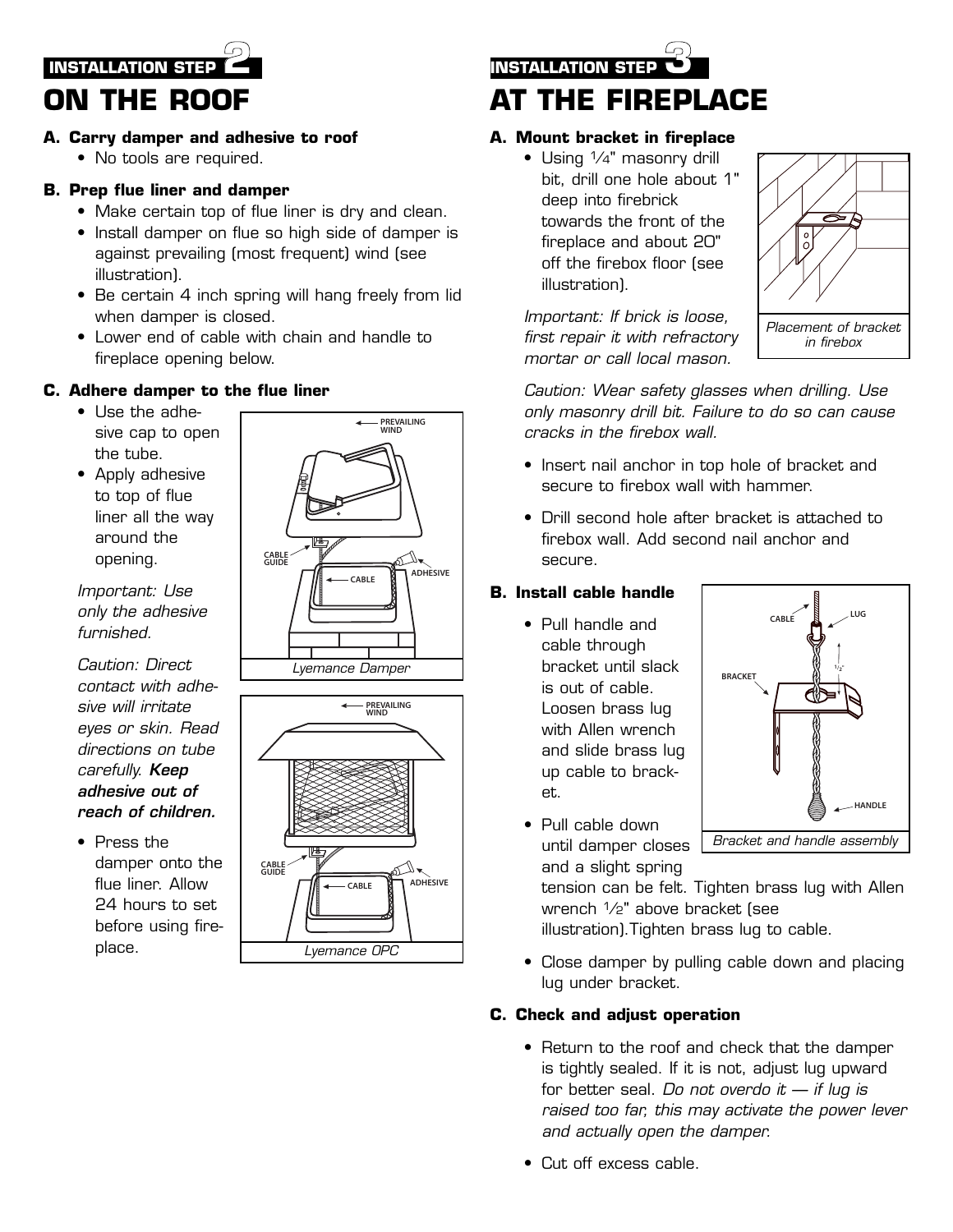## INSTALLATION STEP 2

# ON THE ROOF

### A. Carry damper and adhesive to roof

- No tools are required.

### B. Prep flue liner and damper

- Make certain top of flue liner is dry and clean.
- Install damper on flue so high side of damper is against prevailing (most frequent) wind (see illustration).
- Be certain 4 inch spring will hang freely from lid when damper is closed.
- Lower end of cable with chain and handle to fireplace opening below.

### C. Adhere damper to the flue liner

- Use the adhesive cap to open the tube.
- Apply adhesive to top of flue liner all the way around the opening.

*Important: Use only the adhesive furnished.*

*Caution: Direct contact with adhesive will irritate eyes or skin. Read directions on tube carefully.* ***Keep adhesive out of reach of children.***

- Press the damper onto the flue liner. Allow 24 hours to set before using fireplace.

PREVAILING WIND
CABLE GUIDE
CABLE
ADHESIVE

*Lyemance Damper*

PREVAILING WIND
CABLE GUIDE
CABLE
ADHESIVE

*Lyemance OPC*

## INSTALLATION STEP 3

# AT THE FIREPLACE

### A. Mount bracket in fireplace

- Using 1/4" masonry drill bit, drill one hole about 1" deep into firebrick towards the front of the fireplace and about 20" off the firebox floor (see illustration).

*Important: If brick is loose, first repair it with refractory mortar or call local mason.*

*Placement of bracket in firebox*

*Caution: Wear safety glasses when drilling. Use only masonry drill bit. Failure to do so can cause cracks in the firebox wall.*

- Insert nail anchor in top hole of bracket and secure to firebox wall with hammer.
- Drill second hole after bracket is attached to firebox wall. Add second nail anchor and secure.

### B. Install cable handle

- Pull handle and cable through bracket until slack is out of cable. Loosen brass lug with Allen wrench and slide brass lug up cable to bracket.
- Pull cable down until damper closes and a slight spring tension can be felt. Tighten brass lug with Allen wrench 1/2" above bracket (see illustration).Tighten brass lug to cable.
- Close damper by pulling cable down and placing lug under bracket.

CABLE
LUG
1/2"
BRACKET
HANDLE

*Bracket and handle assembly*

### C. Check and adjust operation

- Return to the roof and check that the damper is tightly sealed. If it is not, adjust lug upward for better seal. *Do not overdo it — if lug is raised too far, this may activate the power lever and actually open the damper.*
- Cut off excess cable.